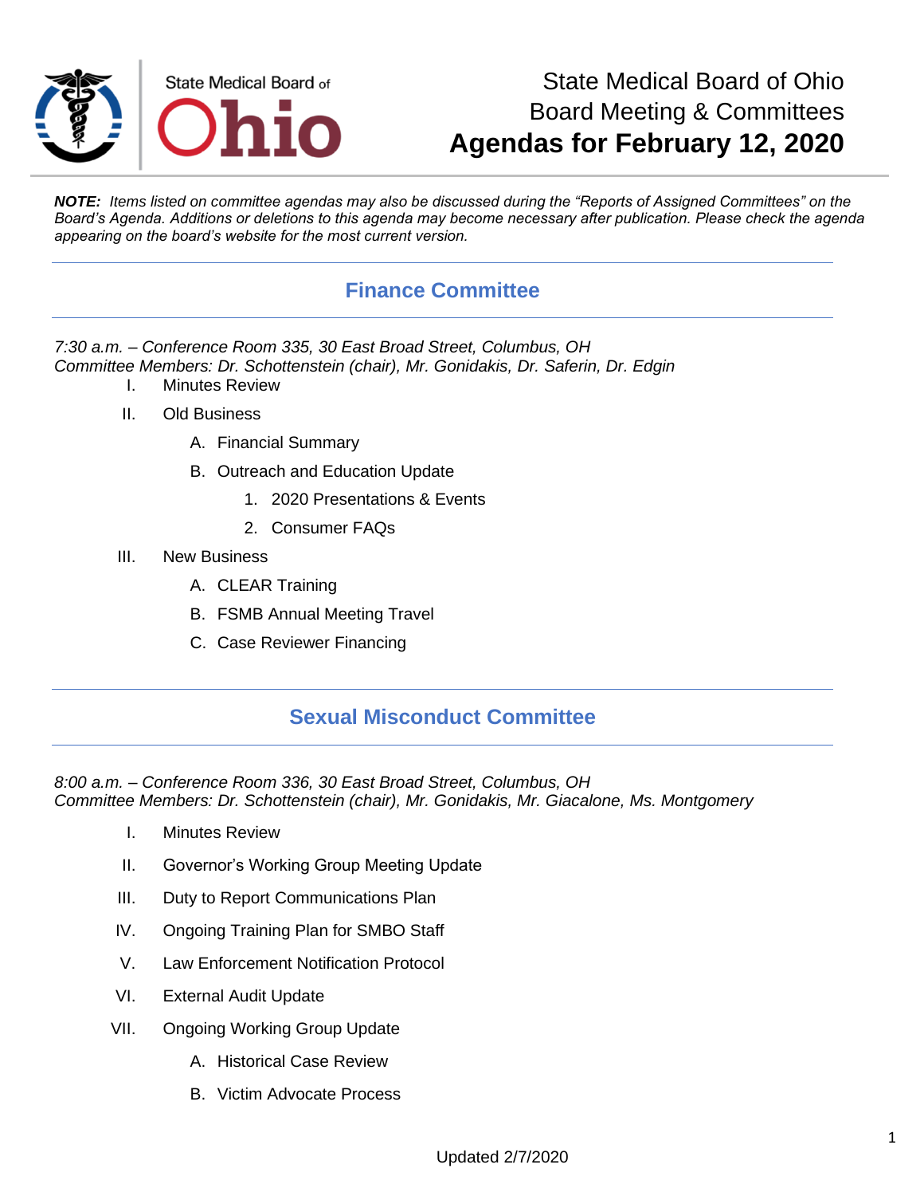# State Medical Board of Ohio
## Board Meeting & Committees
## Agendas for February 12, 2020

***NOTE:*** *Items listed on committee agendas may also be discussed during the "Reports of Assigned Committees" on the Board's Agenda. Additions or deletions to this agenda may become necessary after publication. Please check the agenda appearing on the board's website for the most current version.*

---

## Finance Committee

---

*7:30 a.m. – Conference Room 335, 30 East Broad Street, Columbus, OH*
*Committee Members: Dr. Schottenstein (chair), Mr. Gonidakis, Dr. Saferin, Dr. Edgin*

I. Minutes Review

II. Old Business

   A. Financial Summary

   B. Outreach and Education Update

      1. 2020 Presentations & Events

      2. Consumer FAQs

III. New Business

   A. CLEAR Training

   B. FSMB Annual Meeting Travel

   C. Case Reviewer Financing

---

## Sexual Misconduct Committee

---

*8:00 a.m. – Conference Room 336, 30 East Broad Street, Columbus, OH*
*Committee Members: Dr. Schottenstein (chair), Mr. Gonidakis, Mr. Giacalone, Ms. Montgomery*

I. Minutes Review

II. Governor's Working Group Meeting Update

III. Duty to Report Communications Plan

IV. Ongoing Training Plan for SMBO Staff

V. Law Enforcement Notification Protocol

VI. External Audit Update

VII. Ongoing Working Group Update

   A. Historical Case Review

   B. Victim Advocate Process

Updated 2/7/2020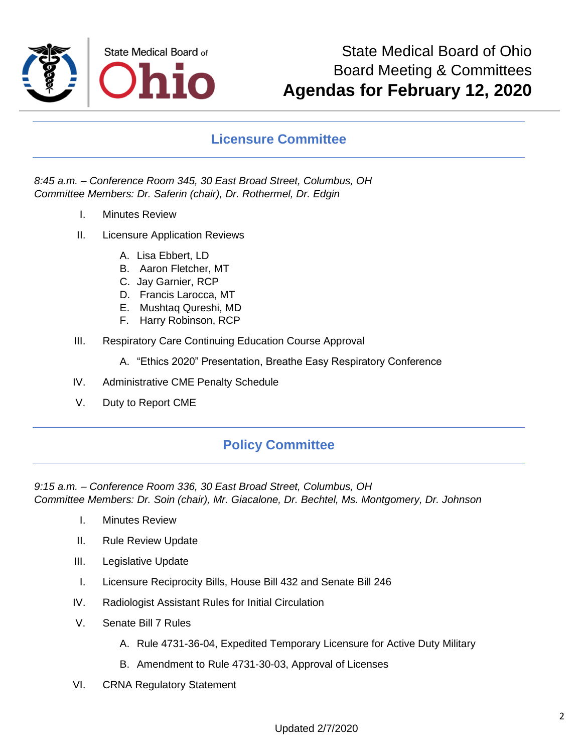State Medical Board of Ohio
Board Meeting & Committees
**Agendas for February 12, 2020**

## Licensure Committee

*8:45 a.m. – Conference Room 345, 30 East Broad Street, Columbus, OH*
*Committee Members: Dr. Saferin (chair), Dr. Rothermel, Dr. Edgin*

I. Minutes Review

II. Licensure Application Reviews

   A. Lisa Ebbert, LD
   B. Aaron Fletcher, MT
   C. Jay Garnier, RCP
   D. Francis Larocca, MT
   E. Mushtaq Qureshi, MD
   F. Harry Robinson, RCP

III. Respiratory Care Continuing Education Course Approval

   A. "Ethics 2020" Presentation, Breathe Easy Respiratory Conference

IV. Administrative CME Penalty Schedule

V. Duty to Report CME

## Policy Committee

*9:15 a.m. – Conference Room 336, 30 East Broad Street, Columbus, OH*
*Committee Members: Dr. Soin (chair), Mr. Giacalone, Dr. Bechtel, Ms. Montgomery, Dr. Johnson*

I. Minutes Review

II. Rule Review Update

III. Legislative Update

I. Licensure Reciprocity Bills, House Bill 432 and Senate Bill 246

IV. Radiologist Assistant Rules for Initial Circulation

V. Senate Bill 7 Rules

   A. Rule 4731-36-04, Expedited Temporary Licensure for Active Duty Military

   B. Amendment to Rule 4731-30-03, Approval of Licenses

VI. CRNA Regulatory Statement

Updated 2/7/2020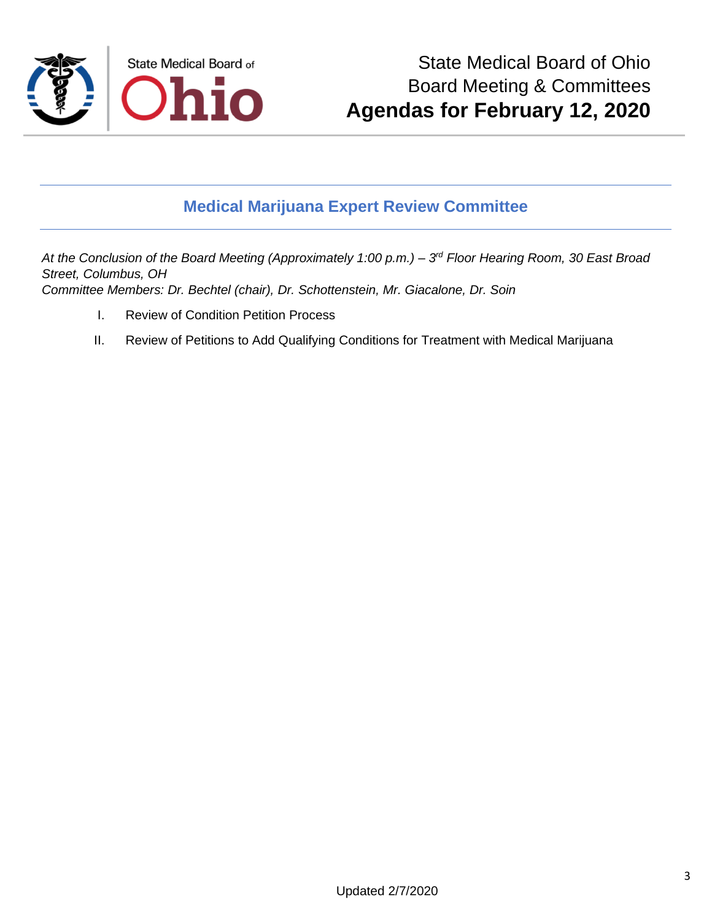# Medical Marijuana Expert Review Committee

*At the Conclusion of the Board Meeting (Approximately 1:00 p.m.) – 3rd Floor Hearing Room, 30 East Broad Street, Columbus, OH*
*Committee Members: Dr. Bechtel (chair), Dr. Schottenstein, Mr. Giacalone, Dr. Soin*

I. Review of Condition Petition Process

II. Review of Petitions to Add Qualifying Conditions for Treatment with Medical Marijuana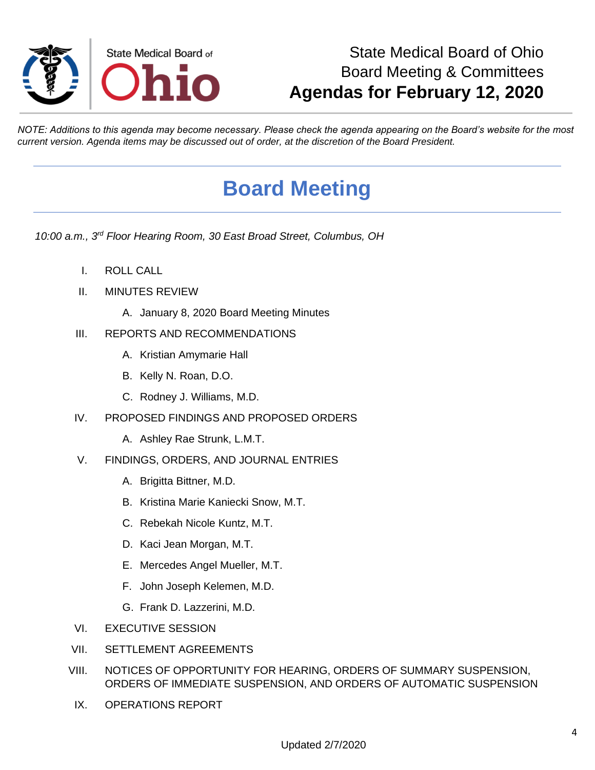State Medical Board of Ohio
Board Meeting & Committees
**Agendas for February 12, 2020**

*NOTE: Additions to this agenda may become necessary. Please check the agenda appearing on the Board's website for the most current version. Agenda items may be discussed out of order, at the discretion of the Board President.*

# Board Meeting

*10:00 a.m., 3rd Floor Hearing Room, 30 East Broad Street, Columbus, OH*

I. ROLL CALL

II. MINUTES REVIEW

   A. January 8, 2020 Board Meeting Minutes

III. REPORTS AND RECOMMENDATIONS

   A. Kristian Amymarie Hall
   B. Kelly N. Roan, D.O.
   C. Rodney J. Williams, M.D.

IV. PROPOSED FINDINGS AND PROPOSED ORDERS

   A. Ashley Rae Strunk, L.M.T.

V. FINDINGS, ORDERS, AND JOURNAL ENTRIES

   A. Brigitta Bittner, M.D.
   B. Kristina Marie Kaniecki Snow, M.T.
   C. Rebekah Nicole Kuntz, M.T.
   D. Kaci Jean Morgan, M.T.
   E. Mercedes Angel Mueller, M.T.
   F. John Joseph Kelemen, M.D.
   G. Frank D. Lazzerini, M.D.

VI. EXECUTIVE SESSION

VII. SETTLEMENT AGREEMENTS

VIII. NOTICES OF OPPORTUNITY FOR HEARING, ORDERS OF SUMMARY SUSPENSION, ORDERS OF IMMEDIATE SUSPENSION, AND ORDERS OF AUTOMATIC SUSPENSION

IX. OPERATIONS REPORT

Updated 2/7/2020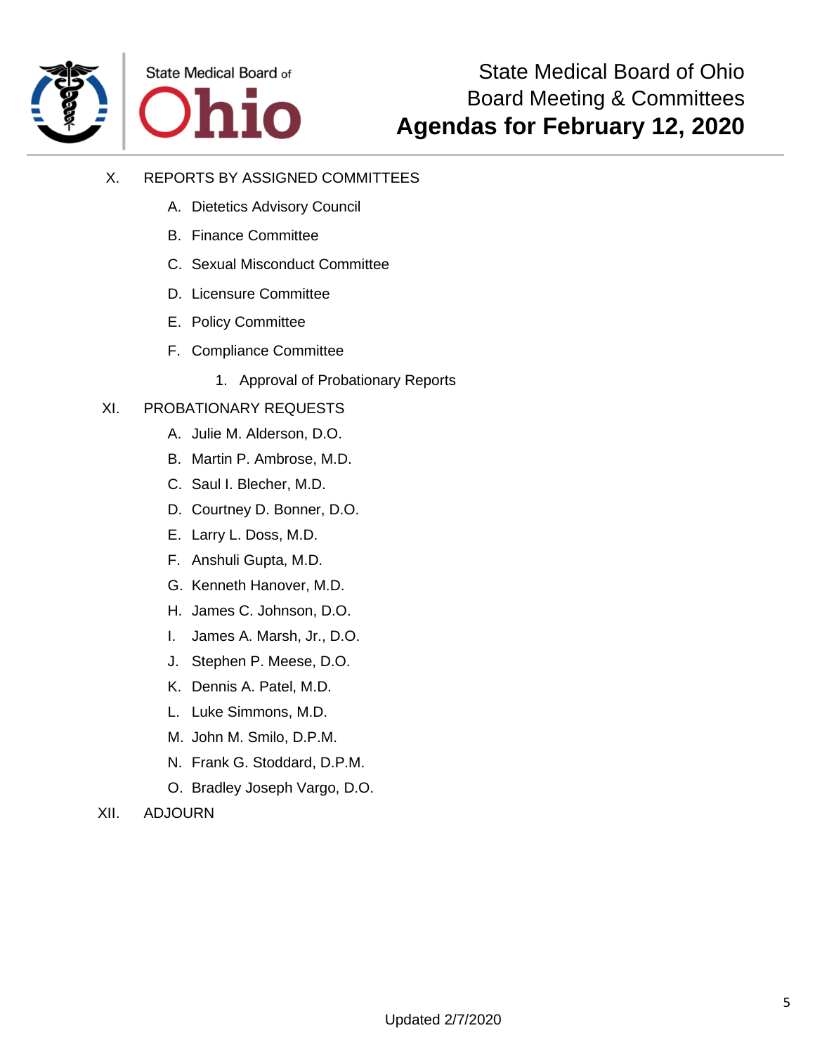X. REPORTS BY ASSIGNED COMMITTEES

A. Dietetics Advisory Council

B. Finance Committee

C. Sexual Misconduct Committee

D. Licensure Committee

E. Policy Committee

F. Compliance Committee

1. Approval of Probationary Reports

XI. PROBATIONARY REQUESTS

A. Julie M. Alderson, D.O.

B. Martin P. Ambrose, M.D.

C. Saul I. Blecher, M.D.

D. Courtney D. Bonner, D.O.

E. Larry L. Doss, M.D.

F. Anshuli Gupta, M.D.

G. Kenneth Hanover, M.D.

H. James C. Johnson, D.O.

I. James A. Marsh, Jr., D.O.

J. Stephen P. Meese, D.O.

K. Dennis A. Patel, M.D.

L. Luke Simmons, M.D.

M. John M. Smilo, D.P.M.

N. Frank G. Stoddard, D.P.M.

O. Bradley Joseph Vargo, D.O.

XII. ADJOURN